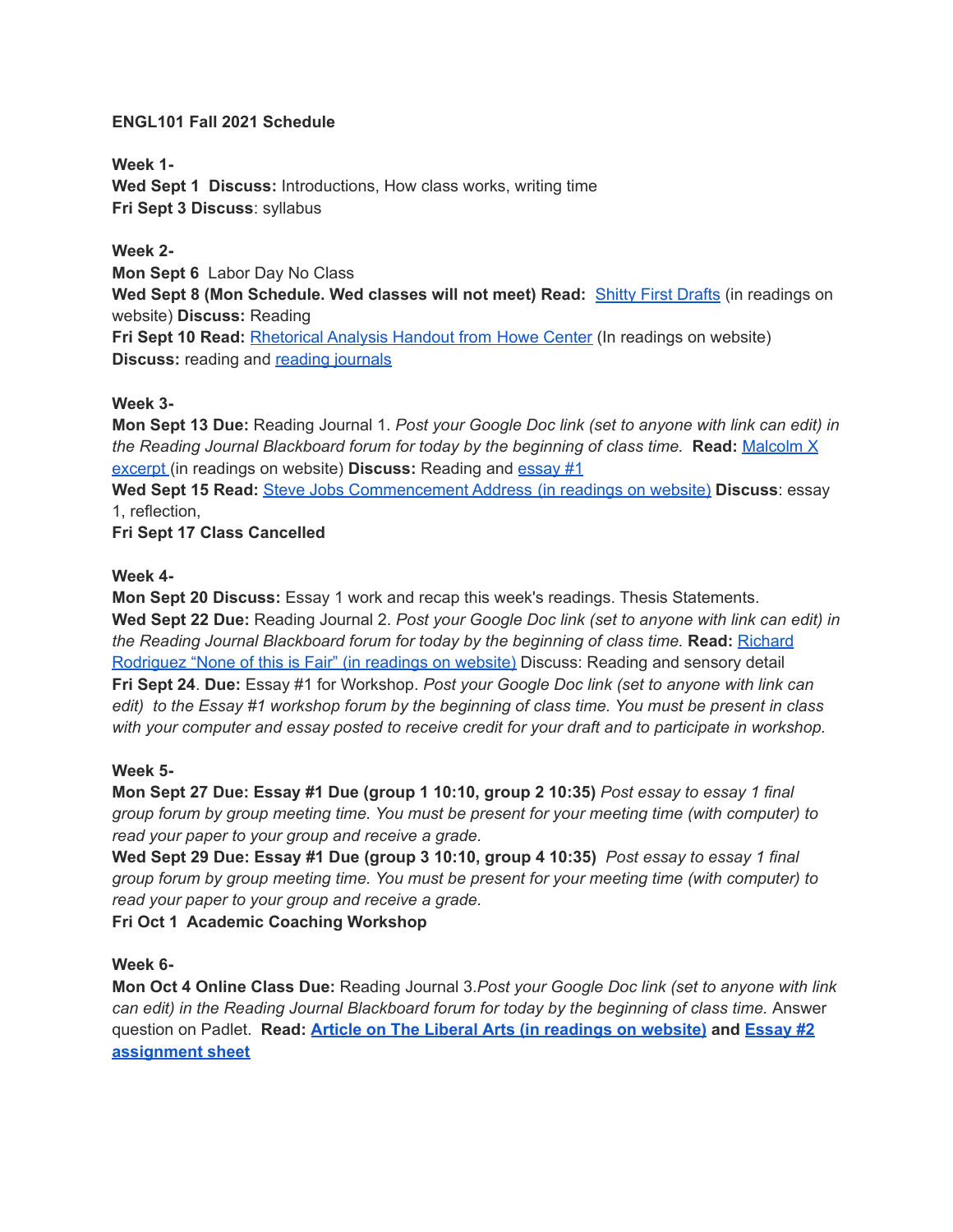**ENGL101 Fall 2021 Schedule**

**Week 1-**
**Wed Sept 1 Discuss:** Introductions, How class works, writing time
**Fri Sept 3 Discuss**: syllabus

**Week 2-**
**Mon Sept 6** Labor Day No Class
**Wed Sept 8 (Mon Schedule. Wed classes will not meet) Read:** Shitty First Drafts (in readings on website) **Discuss:** Reading
**Fri Sept 10 Read:** Rhetorical Analysis Handout from Howe Center (In readings on website) **Discuss:** reading and reading journals

**Week 3-**
**Mon Sept 13 Due:** Reading Journal 1. *Post your Google Doc link (set to anyone with link can edit) in the Reading Journal Blackboard forum for today by the beginning of class time.* **Read:** Malcolm X excerpt (in readings on website) **Discuss:** Reading and essay #1
**Wed Sept 15 Read:** Steve Jobs Commencement Address (in readings on website) **Discuss**: essay 1, reflection,
**Fri Sept 17 Class Cancelled**

**Week 4-**
**Mon Sept 20 Discuss:** Essay 1 work and recap this week's readings. Thesis Statements.
**Wed Sept 22 Due:** Reading Journal 2. *Post your Google Doc link (set to anyone with link can edit) in the Reading Journal Blackboard forum for today by the beginning of class time.* **Read:** Richard Rodriguez "None of this is Fair" (in readings on website) Discuss: Reading and sensory detail
**Fri Sept 24**. **Due:** Essay #1 for Workshop. *Post your Google Doc link (set to anyone with link can edit) to the Essay #1 workshop forum by the beginning of class time. You must be present in class with your computer and essay posted to receive credit for your draft and to participate in workshop.*

**Week 5-**
**Mon Sept 27 Due: Essay #1 Due (group 1 10:10, group 2 10:35)** *Post essay to essay 1 final group forum by group meeting time. You must be present for your meeting time (with computer) to read your paper to your group and receive a grade.*
**Wed Sept 29 Due: Essay #1 Due (group 3 10:10, group 4 10:35)** *Post essay to essay 1 final group forum by group meeting time. You must be present for your meeting time (with computer) to read your paper to your group and receive a grade.*
**Fri Oct 1 Academic Coaching Workshop**

**Week 6-**
**Mon Oct 4 Online Class Due:** Reading Journal 3.*Post your Google Doc link (set to anyone with link can edit) in the Reading Journal Blackboard forum for today by the beginning of class time.* Answer question on Padlet. **Read: Article on The Liberal Arts (in readings on website)** **and** **Essay #2 assignment sheet**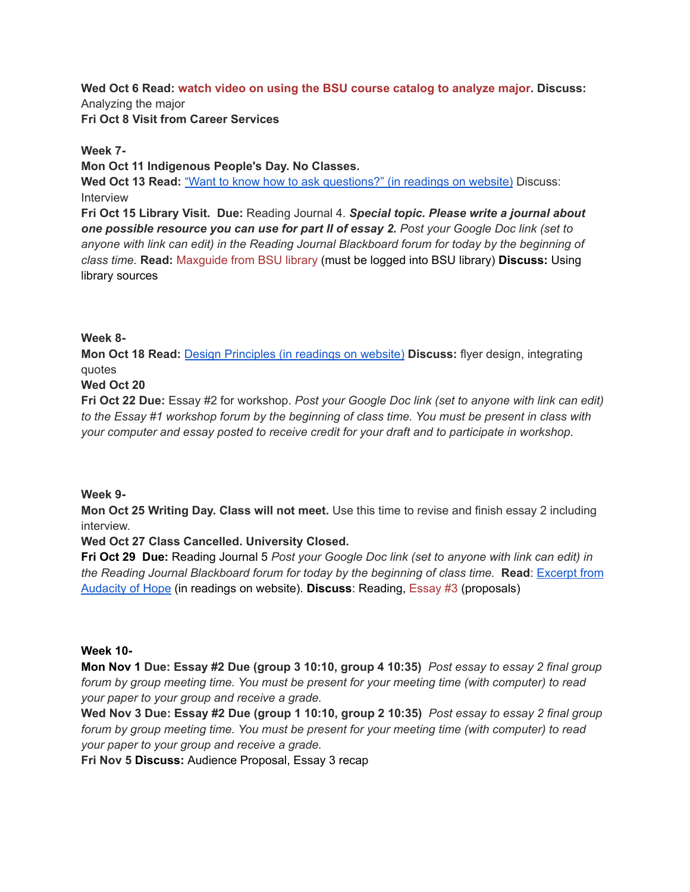**Wed Oct 6 Read: watch video on using the BSU course catalog to analyze major. Discuss:** Analyzing the major
**Fri Oct 8 Visit from Career Services**

**Week 7-**
**Mon Oct 11 Indigenous People's Day. No Classes.**
**Wed Oct 13 Read:** "Want to know how to ask questions?" (in readings on website) Discuss: Interview
**Fri Oct 15 Library Visit. Due:** Reading Journal 4. ***Special topic. Please write a journal about one possible resource you can use for part II of essay 2.*** *Post your Google Doc link (set to anyone with link can edit) in the Reading Journal Blackboard forum for today by the beginning of class time.* **Read:** Maxguide from BSU library (must be logged into BSU library) **Discuss:** Using library sources

**Week 8-**
**Mon Oct 18 Read:** Design Principles (in readings on website) **Discuss:** flyer design, integrating quotes
**Wed Oct 20**
**Fri Oct 22 Due:** Essay #2 for workshop. *Post your Google Doc link (set to anyone with link can edit) to the Essay #1 workshop forum by the beginning of class time. You must be present in class with your computer and essay posted to receive credit for your draft and to participate in workshop.*

**Week 9-**
**Mon Oct 25 Writing Day. Class will not meet.** Use this time to revise and finish essay 2 including interview.
**Wed Oct 27 Class Cancelled. University Closed.**
**Fri Oct 29 Due:** Reading Journal 5 *Post your Google Doc link (set to anyone with link can edit) in the Reading Journal Blackboard forum for today by the beginning of class time.* **Read**: Excerpt from Audacity of Hope (in readings on website). **Discuss**: Reading, Essay #3 (proposals)

**Week 10-**
**Mon Nov 1 Due: Essay #2 Due (group 3 10:10, group 4 10:35)** *Post essay to essay 2 final group forum by group meeting time. You must be present for your meeting time (with computer) to read your paper to your group and receive a grade.*
**Wed Nov 3 Due: Essay #2 Due (group 1 10:10, group 2 10:35)** *Post essay to essay 2 final group forum by group meeting time. You must be present for your meeting time (with computer) to read your paper to your group and receive a grade.*
**Fri Nov 5 Discuss:** Audience Proposal, Essay 3 recap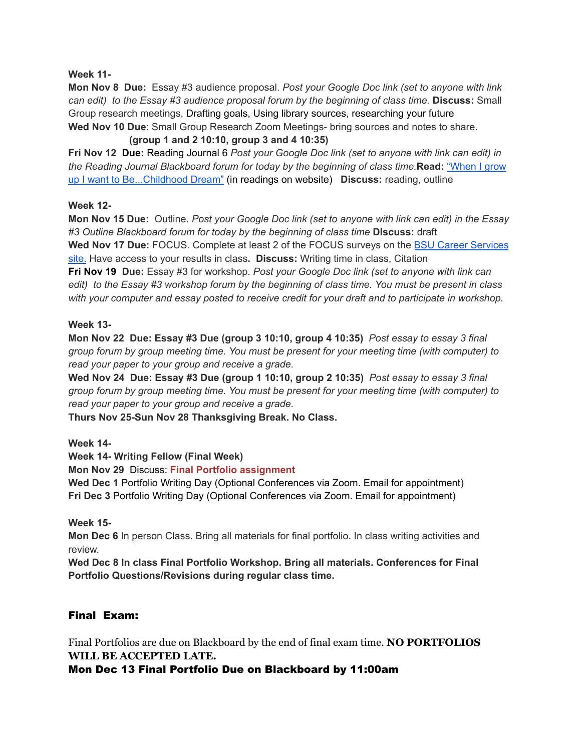**Week 11-**

**Mon Nov 8 Due:** Essay #3 audience proposal. *Post your Google Doc link (set to anyone with link can edit) to the Essay #3 audience proposal forum by the beginning of class time.* **Discuss:** Small Group research meetings, Drafting goals, Using library sources, researching your future

**Wed Nov 10 Due**: Small Group Research Zoom Meetings- bring sources and notes to share. **(group 1 and 2 10:10, group 3 and 4 10:35)**

**Fri Nov 12 Due:** Reading Journal 6 *Post your Google Doc link (set to anyone with link can edit) in the Reading Journal Blackboard forum for today by the beginning of class time.* **Read:** "When I grow up I want to Be...Childhood Dream" (in readings on website) **Discuss:** reading, outline

**Week 12-**

**Mon Nov 15 Due:** Outline. *Post your Google Doc link (set to anyone with link can edit) in the Essay #3 Outline Blackboard forum for today by the beginning of class time* **DIscuss:** draft

**Wed Nov 17 Due:** FOCUS. Complete at least 2 of the FOCUS surveys on the BSU Career Services site. Have access to your results in class**.** **Discuss:** Writing time in class, Citation

**Fri Nov 19 Due:** Essay #3 for workshop. *Post your Google Doc link (set to anyone with link can edit) to the Essay #3 workshop forum by the beginning of class time. You must be present in class with your computer and essay posted to receive credit for your draft and to participate in workshop.*

**Week 13-**

**Mon Nov 22 Due: Essay #3 Due (group 3 10:10, group 4 10:35)** *Post essay to essay 3 final group forum by group meeting time. You must be present for your meeting time (with computer) to read your paper to your group and receive a grade.*

**Wed Nov 24 Due: Essay #3 Due (group 1 10:10, group 2 10:35)** *Post essay to essay 3 final group forum by group meeting time. You must be present for your meeting time (with computer) to read your paper to your group and receive a grade.*

**Thurs Nov 25-Sun Nov 28 Thanksgiving Break. No Class.**

**Week 14-**

**Week 14- Writing Fellow (Final Week)**

**Mon Nov 29** Discuss: **Final Portfolio assignment**

**Wed Dec 1** Portfolio Writing Day (Optional Conferences via Zoom. Email for appointment)

**Fri Dec 3** Portfolio Writing Day (Optional Conferences via Zoom. Email for appointment)

**Week 15-**

**Mon Dec 6** In person Class. Bring all materials for final portfolio. In class writing activities and review.

**Wed Dec 8 In class Final Portfolio Workshop. Bring all materials. Conferences for Final Portfolio Questions/Revisions during regular class time.**

## Final Exam:

Final Portfolios are due on Blackboard by the end of final exam time. **NO PORTFOLIOS WILL BE ACCEPTED LATE.**

**Mon Dec 13 Final Portfolio Due on Blackboard by 11:00am**